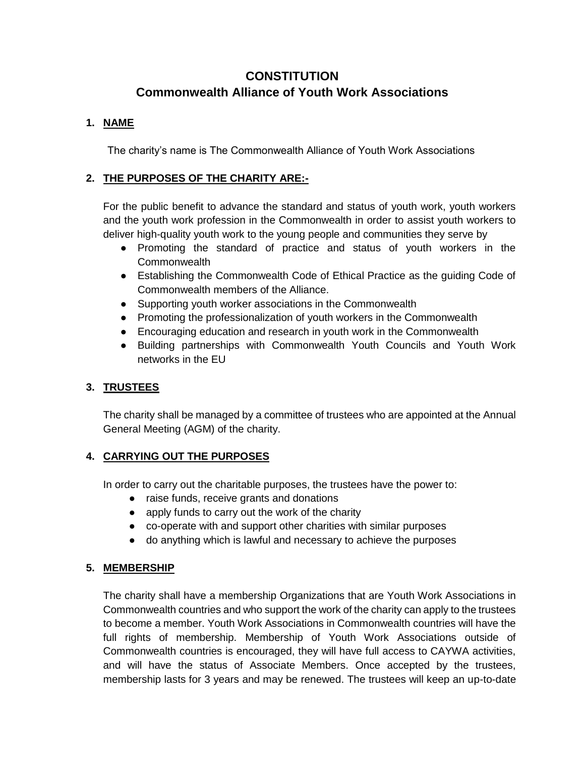# CONSTITUTION
# Commonwealth Alliance of Youth Work Associations

## 1. NAME

The charity's name is The Commonwealth Alliance of Youth Work Associations

## 2. THE PURPOSES OF THE CHARITY ARE:-

For the public benefit to advance the standard and status of youth work, youth workers and the youth work profession in the Commonwealth in order to assist youth workers to deliver high-quality youth work to the young people and communities they serve by

- Promoting the standard of practice and status of youth workers in the Commonwealth
- Establishing the Commonwealth Code of Ethical Practice as the guiding Code of Commonwealth members of the Alliance.
- Supporting youth worker associations in the Commonwealth
- Promoting the professionalization of youth workers in the Commonwealth
- Encouraging education and research in youth work in the Commonwealth
- Building partnerships with Commonwealth Youth Councils and Youth Work networks in the EU

## 3. TRUSTEES

The charity shall be managed by a committee of trustees who are appointed at the Annual General Meeting (AGM) of the charity.

## 4. CARRYING OUT THE PURPOSES

In order to carry out the charitable purposes, the trustees have the power to:

- raise funds, receive grants and donations
- apply funds to carry out the work of the charity
- co-operate with and support other charities with similar purposes
- do anything which is lawful and necessary to achieve the purposes

## 5. MEMBERSHIP

The charity shall have a membership Organizations that are Youth Work Associations in Commonwealth countries and who support the work of the charity can apply to the trustees to become a member. Youth Work Associations in Commonwealth countries will have the full rights of membership. Membership of Youth Work Associations outside of Commonwealth countries is encouraged, they will have full access to CAYWA activities, and will have the status of Associate Members. Once accepted by the trustees, membership lasts for 3 years and may be renewed. The trustees will keep an up-to-date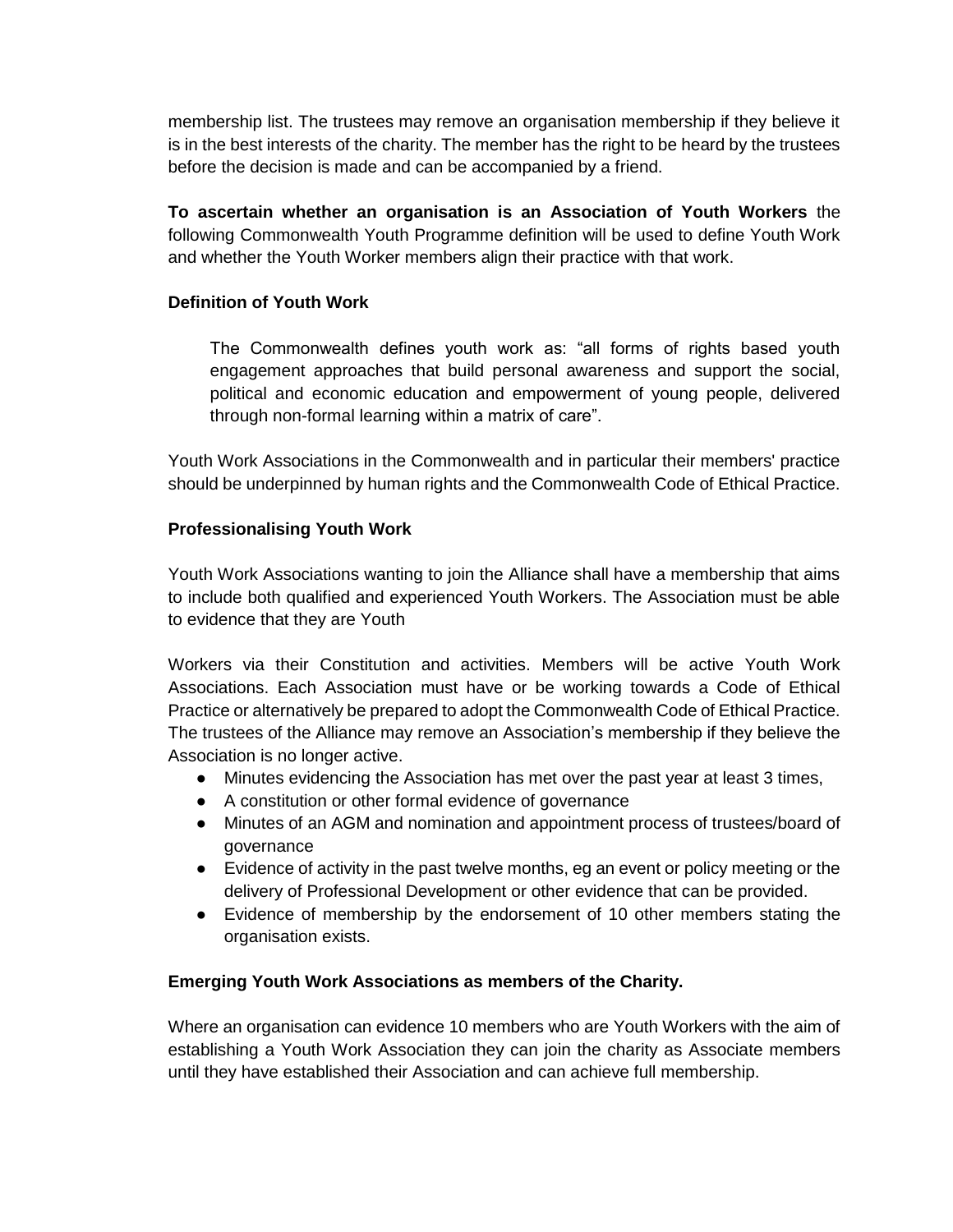membership list. The trustees may remove an organisation membership if they believe it is in the best interests of the charity. The member has the right to be heard by the trustees before the decision is made and can be accompanied by a friend.

**To ascertain whether an organisation is an Association of Youth Workers** the following Commonwealth Youth Programme definition will be used to define Youth Work and whether the Youth Worker members align their practice with that work.

**Definition of Youth Work**

> The Commonwealth defines youth work as: "all forms of rights based youth engagement approaches that build personal awareness and support the social, political and economic education and empowerment of young people, delivered through non-formal learning within a matrix of care".

Youth Work Associations in the Commonwealth and in particular their members' practice should be underpinned by human rights and the Commonwealth Code of Ethical Practice.

**Professionalising Youth Work**

Youth Work Associations wanting to join the Alliance shall have a membership that aims to include both qualified and experienced Youth Workers. The Association must be able to evidence that they are Youth

Workers via their Constitution and activities. Members will be active Youth Work Associations. Each Association must have or be working towards a Code of Ethical Practice or alternatively be prepared to adopt the Commonwealth Code of Ethical Practice. The trustees of the Alliance may remove an Association's membership if they believe the Association is no longer active.

- Minutes evidencing the Association has met over the past year at least 3 times,
- A constitution or other formal evidence of governance
- Minutes of an AGM and nomination and appointment process of trustees/board of governance
- Evidence of activity in the past twelve months, eg an event or policy meeting or the delivery of Professional Development or other evidence that can be provided.
- Evidence of membership by the endorsement of 10 other members stating the organisation exists.

**Emerging Youth Work Associations as members of the Charity.**

Where an organisation can evidence 10 members who are Youth Workers with the aim of establishing a Youth Work Association they can join the charity as Associate members until they have established their Association and can achieve full membership.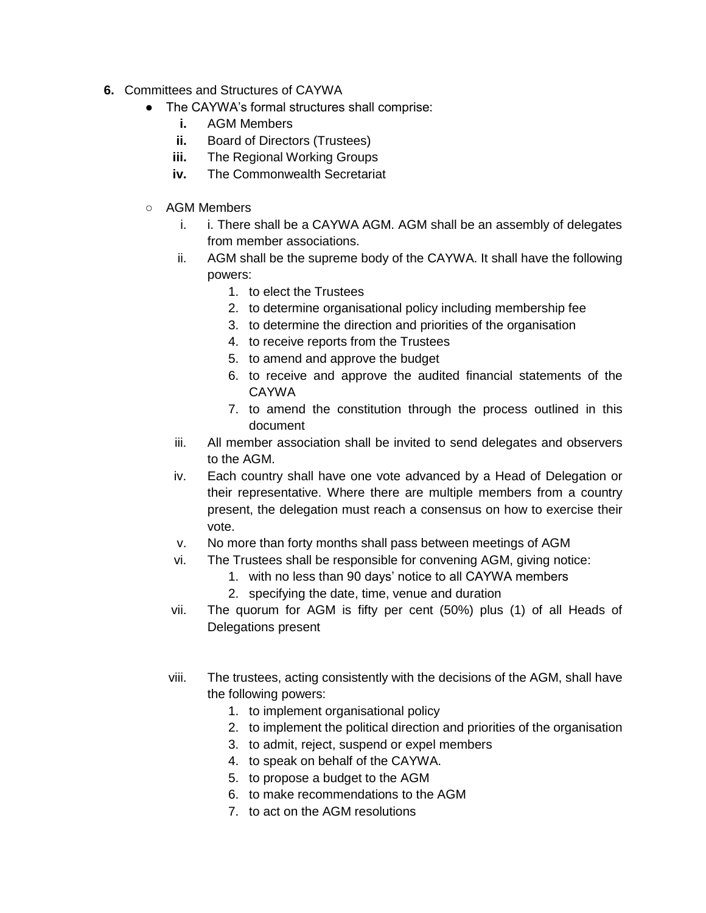6. Committees and Structures of CAYWA
   - The CAYWA's formal structures shall comprise:
     - **i.** AGM Members
     - **ii.** Board of Directors (Trustees)
     - **iii.** The Regional Working Groups
     - **iv.** The Commonwealth Secretariat

   - AGM Members
     i. i. There shall be a CAYWA AGM. AGM shall be an assembly of delegates from member associations.
     ii. AGM shall be the supreme body of the CAYWA. It shall have the following powers:
         1. to elect the Trustees
         2. to determine organisational policy including membership fee
         3. to determine the direction and priorities of the organisation
         4. to receive reports from the Trustees
         5. to amend and approve the budget
         6. to receive and approve the audited financial statements of the CAYWA
         7. to amend the constitution through the process outlined in this document
     iii. All member association shall be invited to send delegates and observers to the AGM.
     iv. Each country shall have one vote advanced by a Head of Delegation or their representative. Where there are multiple members from a country present, the delegation must reach a consensus on how to exercise their vote.
     v. No more than forty months shall pass between meetings of AGM
     vi. The Trustees shall be responsible for convening AGM, giving notice:
         1. with no less than 90 days' notice to all CAYWA members
         2. specifying the date, time, venue and duration
     vii. The quorum for AGM is fifty per cent (50%) plus (1) of all Heads of Delegations present

     viii. The trustees, acting consistently with the decisions of the AGM, shall have the following powers:
         1. to implement organisational policy
         2. to implement the political direction and priorities of the organisation
         3. to admit, reject, suspend or expel members
         4. to speak on behalf of the CAYWA.
         5. to propose a budget to the AGM
         6. to make recommendations to the AGM
         7. to act on the AGM resolutions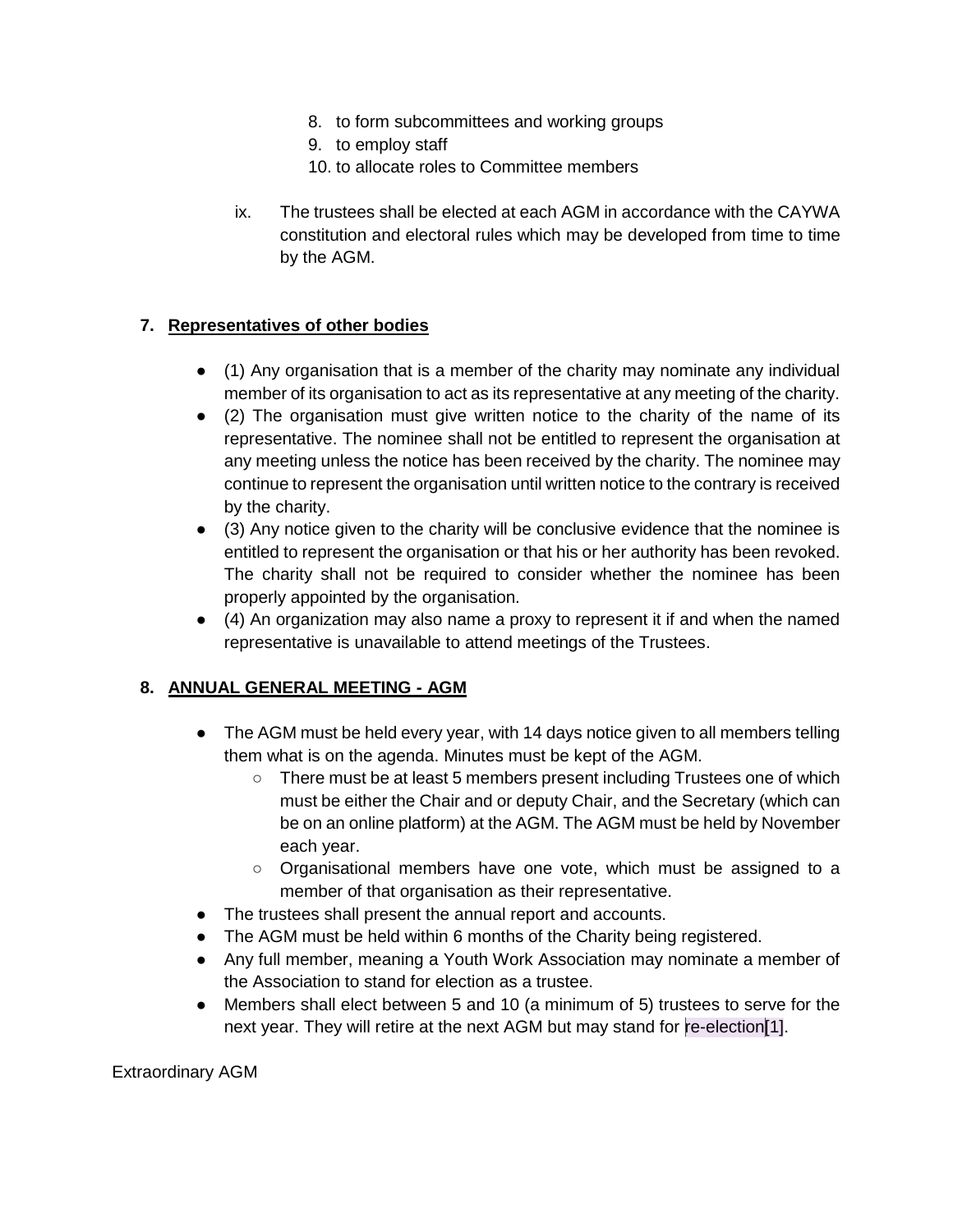8. to form subcommittees and working groups
9. to employ staff
10. to allocate roles to Committee members

ix. The trustees shall be elected at each AGM in accordance with the CAYWA constitution and electoral rules which may be developed from time to time by the AGM.

7. **Representatives of other bodies**

- (1) Any organisation that is a member of the charity may nominate any individual member of its organisation to act as its representative at any meeting of the charity.
- (2) The organisation must give written notice to the charity of the name of its representative. The nominee shall not be entitled to represent the organisation at any meeting unless the notice has been received by the charity. The nominee may continue to represent the organisation until written notice to the contrary is received by the charity.
- (3) Any notice given to the charity will be conclusive evidence that the nominee is entitled to represent the organisation or that his or her authority has been revoked. The charity shall not be required to consider whether the nominee has been properly appointed by the organisation.
- (4) An organization may also name a proxy to represent it if and when the named representative is unavailable to attend meetings of the Trustees.

8. **ANNUAL GENERAL MEETING - AGM**

- The AGM must be held every year, with 14 days notice given to all members telling them what is on the agenda. Minutes must be kept of the AGM.
  - There must be at least 5 members present including Trustees one of which must be either the Chair and or deputy Chair, and the Secretary (which can be on an online platform) at the AGM. The AGM must be held by November each year.
  - Organisational members have one vote, which must be assigned to a member of that organisation as their representative.
- The trustees shall present the annual report and accounts.
- The AGM must be held within 6 months of the Charity being registered.
- Any full member, meaning a Youth Work Association may nominate a member of the Association to stand for election as a trustee.
- Members shall elect between 5 and 10 (a minimum of 5) trustees to serve for the next year. They will retire at the next AGM but may stand for re-election[1].

Extraordinary AGM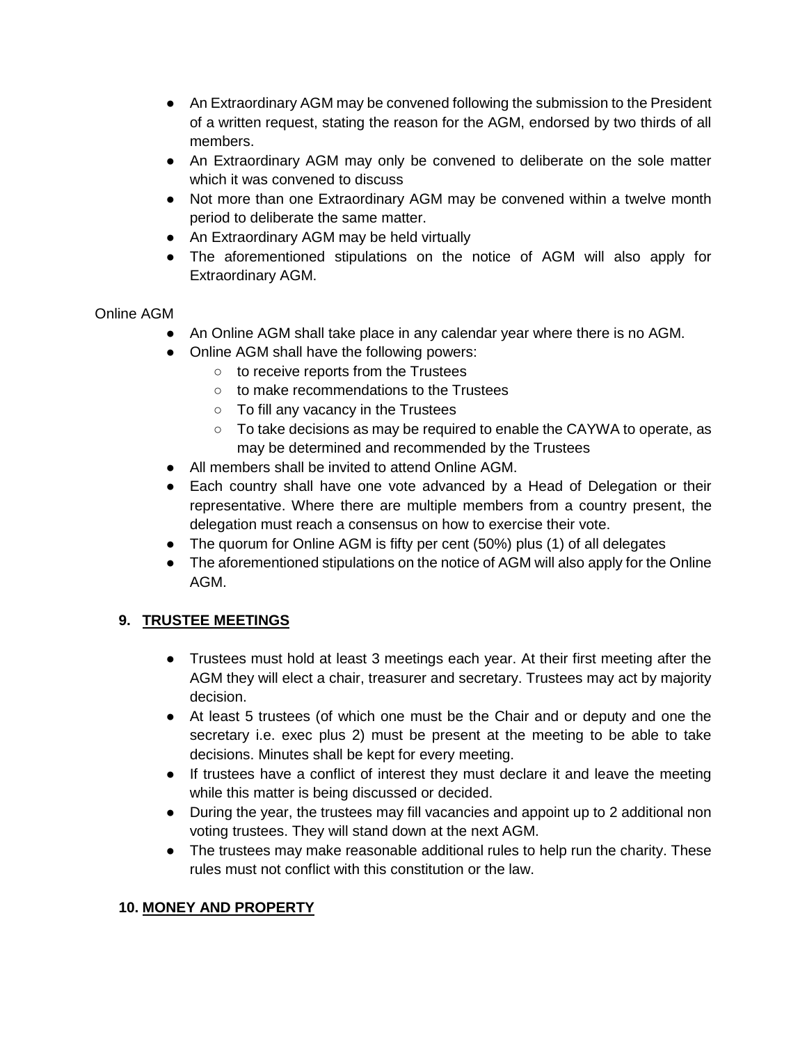- An Extraordinary AGM may be convened following the submission to the President of a written request, stating the reason for the AGM, endorsed by two thirds of all members.
- An Extraordinary AGM may only be convened to deliberate on the sole matter which it was convened to discuss
- Not more than one Extraordinary AGM may be convened within a twelve month period to deliberate the same matter.
- An Extraordinary AGM may be held virtually
- The aforementioned stipulations on the notice of AGM will also apply for Extraordinary AGM.

Online AGM

- An Online AGM shall take place in any calendar year where there is no AGM.
- Online AGM shall have the following powers:
    - to receive reports from the Trustees
    - to make recommendations to the Trustees
    - To fill any vacancy in the Trustees
    - To take decisions as may be required to enable the CAYWA to operate, as may be determined and recommended by the Trustees
- All members shall be invited to attend Online AGM.
- Each country shall have one vote advanced by a Head of Delegation or their representative. Where there are multiple members from a country present, the delegation must reach a consensus on how to exercise their vote.
- The quorum for Online AGM is fifty per cent (50%) plus (1) of all delegates
- The aforementioned stipulations on the notice of AGM will also apply for the Online AGM.

## 9. TRUSTEE MEETINGS

- Trustees must hold at least 3 meetings each year. At their first meeting after the AGM they will elect a chair, treasurer and secretary. Trustees may act by majority decision.
- At least 5 trustees (of which one must be the Chair and or deputy and one the secretary i.e. exec plus 2) must be present at the meeting to be able to take decisions. Minutes shall be kept for every meeting.
- If trustees have a conflict of interest they must declare it and leave the meeting while this matter is being discussed or decided.
- During the year, the trustees may fill vacancies and appoint up to 2 additional non voting trustees. They will stand down at the next AGM.
- The trustees may make reasonable additional rules to help run the charity. These rules must not conflict with this constitution or the law.

## 10. MONEY AND PROPERTY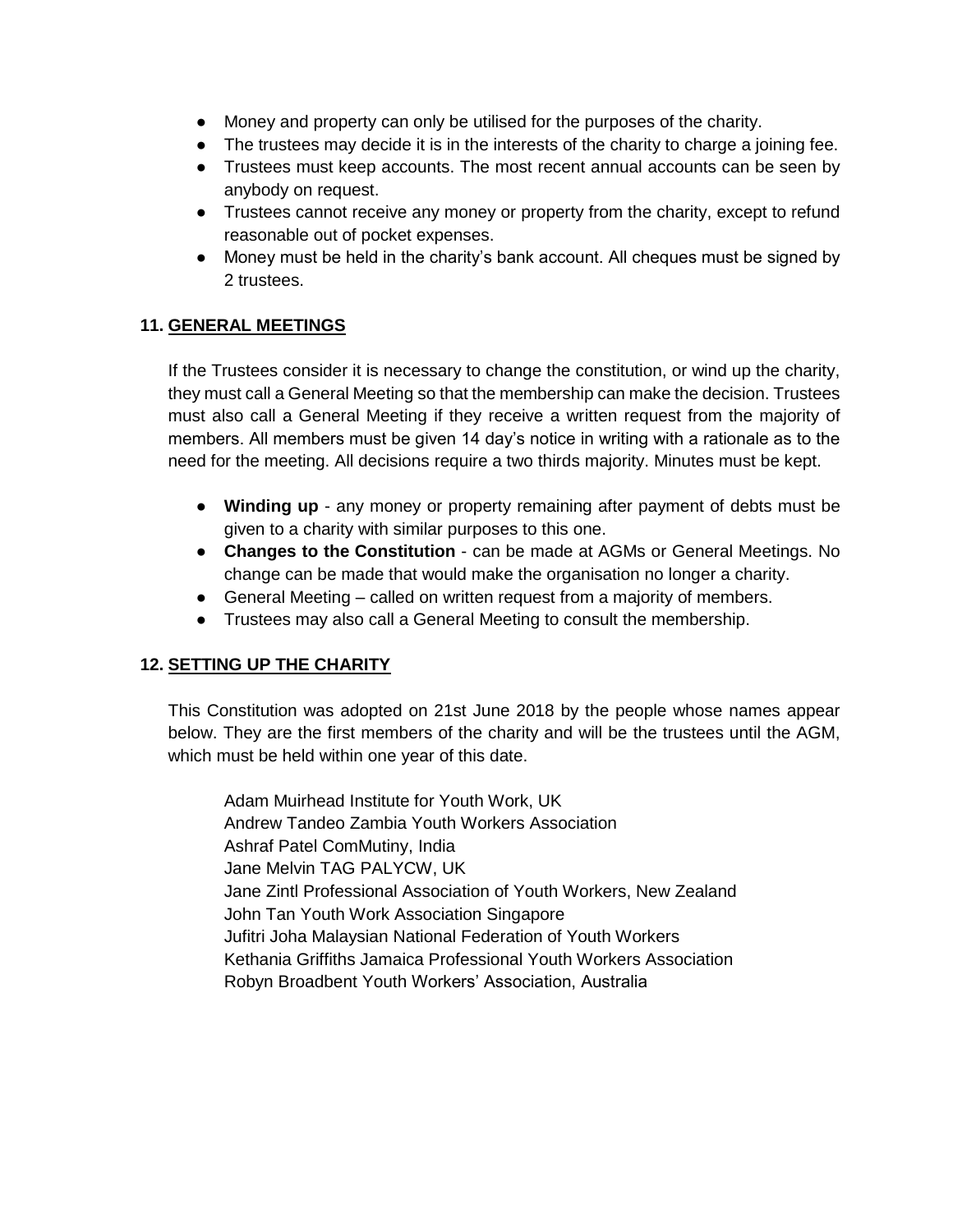- Money and property can only be utilised for the purposes of the charity.
- The trustees may decide it is in the interests of the charity to charge a joining fee.
- Trustees must keep accounts. The most recent annual accounts can be seen by anybody on request.
- Trustees cannot receive any money or property from the charity, except to refund reasonable out of pocket expenses.
- Money must be held in the charity's bank account. All cheques must be signed by 2 trustees.

### 11. GENERAL MEETINGS

If the Trustees consider it is necessary to change the constitution, or wind up the charity, they must call a General Meeting so that the membership can make the decision. Trustees must also call a General Meeting if they receive a written request from the majority of members. All members must be given 14 day's notice in writing with a rationale as to the need for the meeting. All decisions require a two thirds majority. Minutes must be kept.

- **Winding up** - any money or property remaining after payment of debts must be given to a charity with similar purposes to this one.
- **Changes to the Constitution** - can be made at AGMs or General Meetings. No change can be made that would make the organisation no longer a charity.
- General Meeting – called on written request from a majority of members.
- Trustees may also call a General Meeting to consult the membership.

### 12. SETTING UP THE CHARITY

This Constitution was adopted on 21st June 2018 by the people whose names appear below. They are the first members of the charity and will be the trustees until the AGM, which must be held within one year of this date.

Adam Muirhead Institute for Youth Work, UK
Andrew Tandeo Zambia Youth Workers Association
Ashraf Patel ComMutiny, India
Jane Melvin TAG PALYCW, UK
Jane Zintl Professional Association of Youth Workers, New Zealand
John Tan Youth Work Association Singapore
Jufitri Joha Malaysian National Federation of Youth Workers
Kethania Griffiths Jamaica Professional Youth Workers Association
Robyn Broadbent Youth Workers' Association, Australia